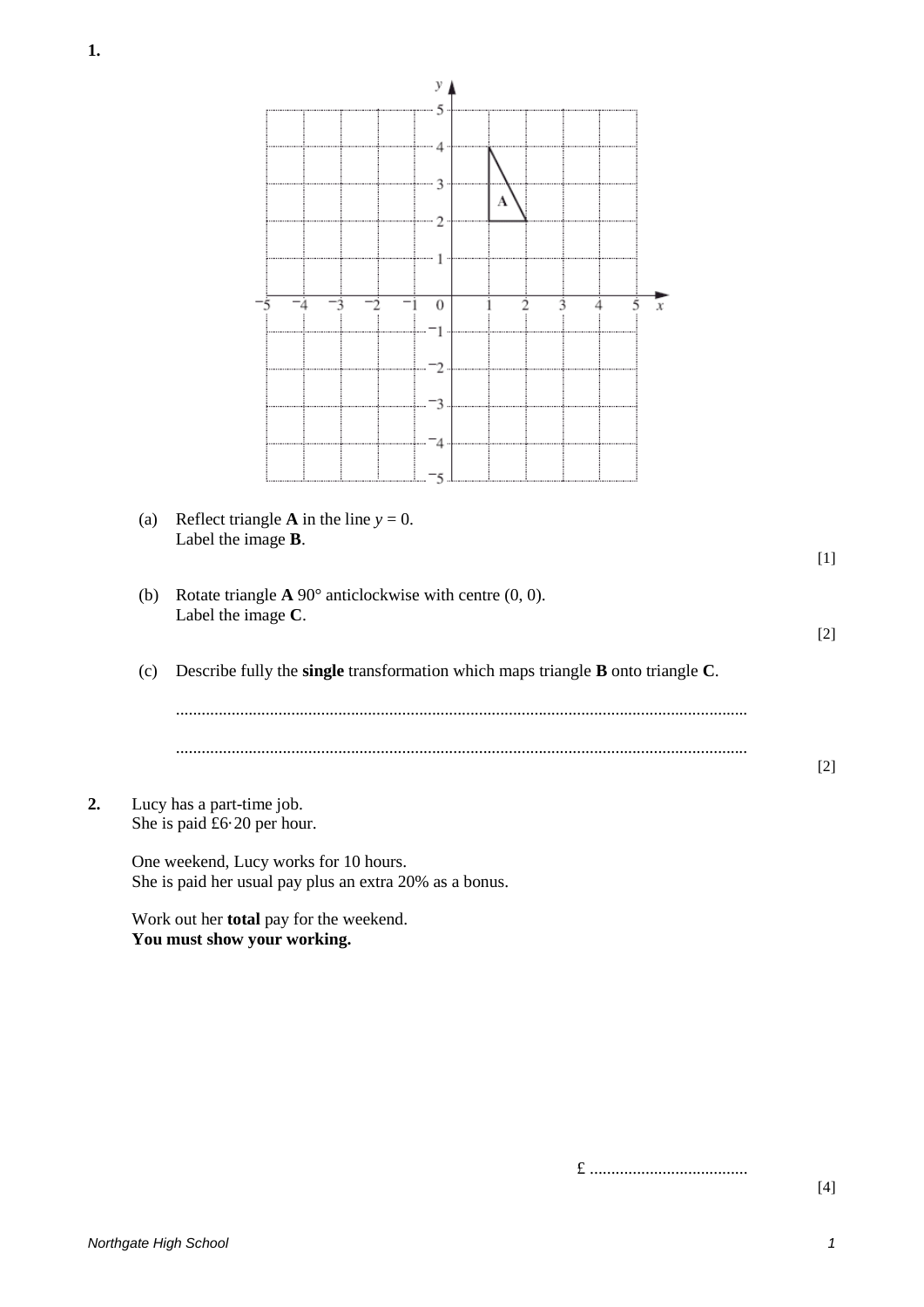**1.**

(a) Reflect triangle **A** in the line $y = 0$.
Label the image **B**.

[1]

(b) Rotate triangle **A** 90° anticlockwise with centre (0, 0).
Label the image **C**.

[2]

(c) Describe fully the **single** transformation which maps triangle **B** onto triangle **C**.

.....................................................................................................................................

.....................................................................................................................................

[2]

**2.** Lucy has a part-time job.
She is paid £6·20 per hour.

One weekend, Lucy works for 10 hours.
She is paid her usual pay plus an extra 20% as a bonus.

Work out her **total** pay for the weekend.
**You must show your working.**

£ .....................................

[4]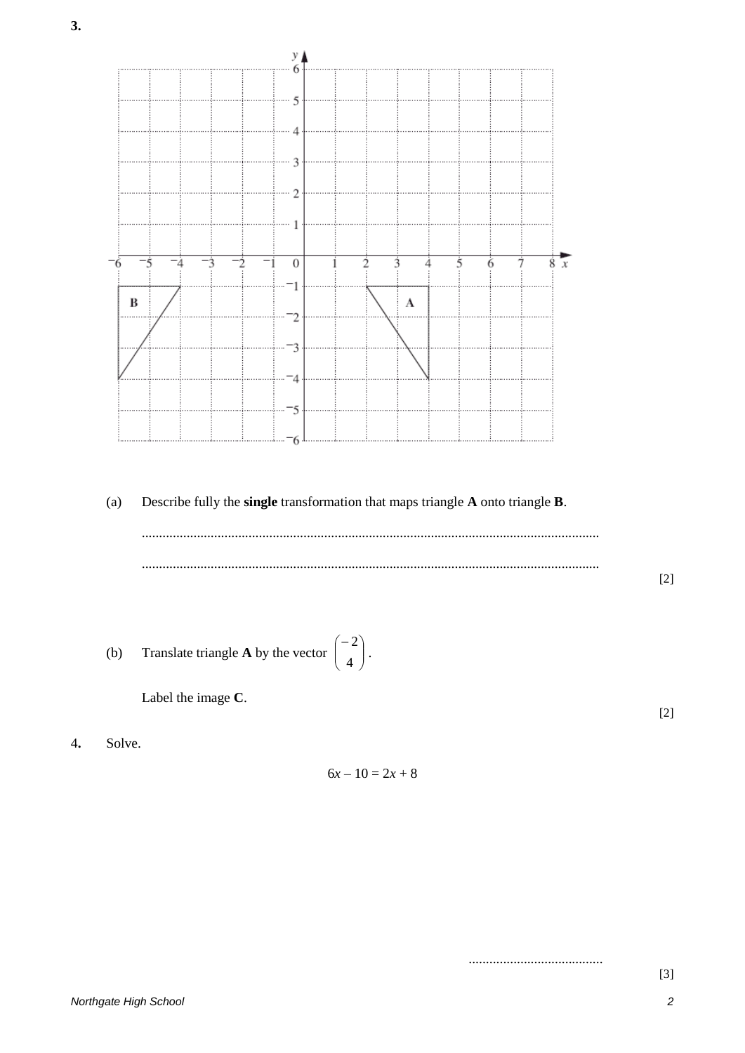**3.**

(a) Describe fully the **single** transformation that maps triangle **A** onto triangle **B**.

...................................................................................................................................

................................................................................................................................... [2]

(b) Translate triangle **A** by the vector $\begin{pmatrix} -2 \\ 4 \end{pmatrix}$.

Label the image **C**.

[2]

**4.** Solve.

$$6x - 10 = 2x + 8$$

.......................................

[3]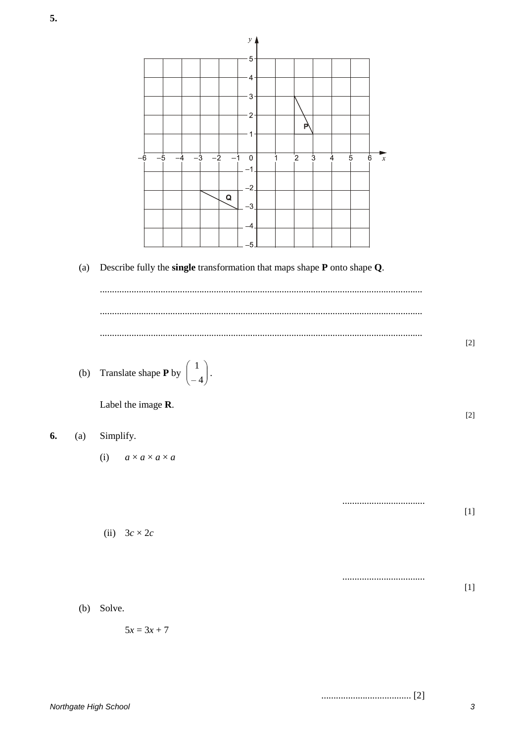**5.**

(a) Describe fully the **single** transformation that maps shape **P** onto shape **Q**.

......................................................................................................................................

......................................................................................................................................

...................................................................................................................................... [2]

(b) Translate shape **P** by $\begin{pmatrix} 1 \\ -4 \end{pmatrix}$.

Label the image **R**. [2]

**6.** (a) Simplify.

(i) $a \times a \times a \times a$

.................................. [1]

(ii) $3c \times 2c$

.................................. [1]

(b) Solve.

$5x = 3x + 7$

..................................... [2]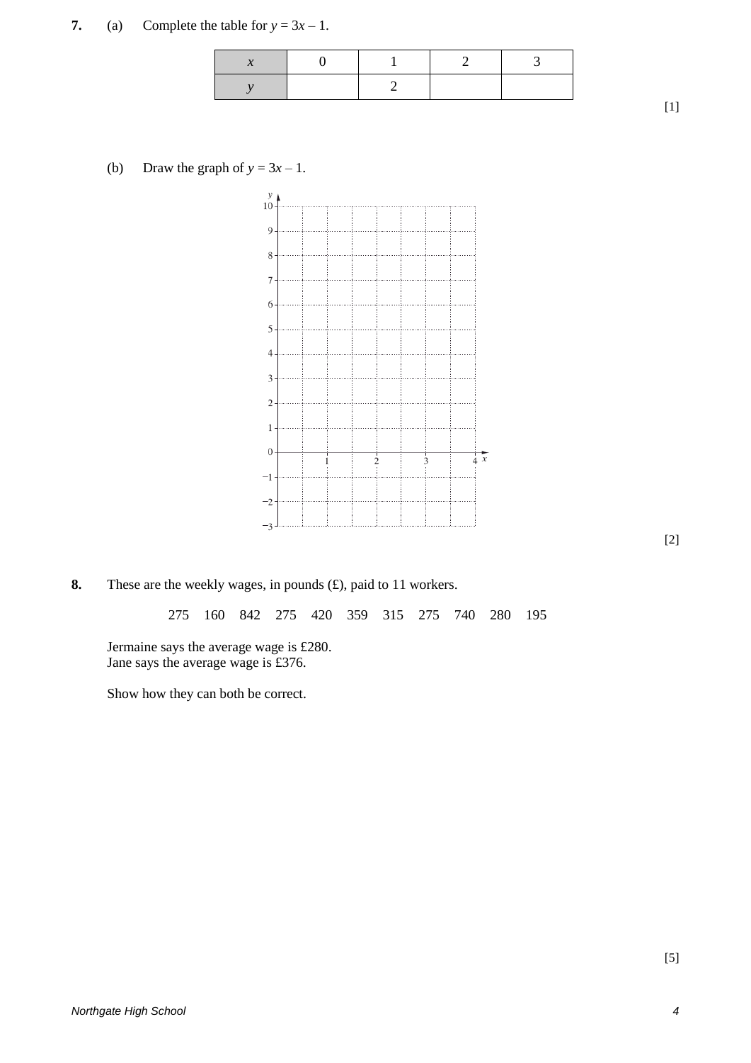**7.** (a) Complete the table for $y = 3x - 1$.

| $x$ | 0 | 1 | 2 | 3 |
|---|---|---|---|---|
| $y$ | | 2 | | |

[1]

(b) Draw the graph of $y = 3x - 1$.

[2]

**8.** These are the weekly wages, in pounds (£), paid to 11 workers.

275 160 842 275 420 359 315 275 740 280 195

Jermaine says the average wage is £280.
Jane says the average wage is £376.

Show how they can both be correct.

[5]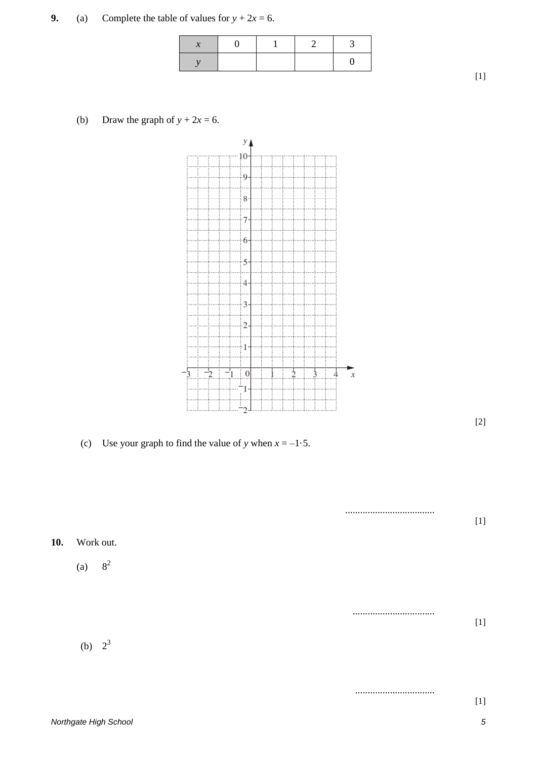**9.** (a) Complete the table of values for $y + 2x = 6$.

| $x$ | 0 | 1 | 2 | 3 |
|---|---|---|---|---|
| $y$ | | | | 0 |

[1]

(b) Draw the graph of $y + 2x = 6$.

[2]

(c) Use your graph to find the value of $y$ when $x = -1{\cdot}5$.

....................................

[1]

**10.** Work out.

(a) $8^2$

.................................

[1]

(b) $2^3$

................................

[1]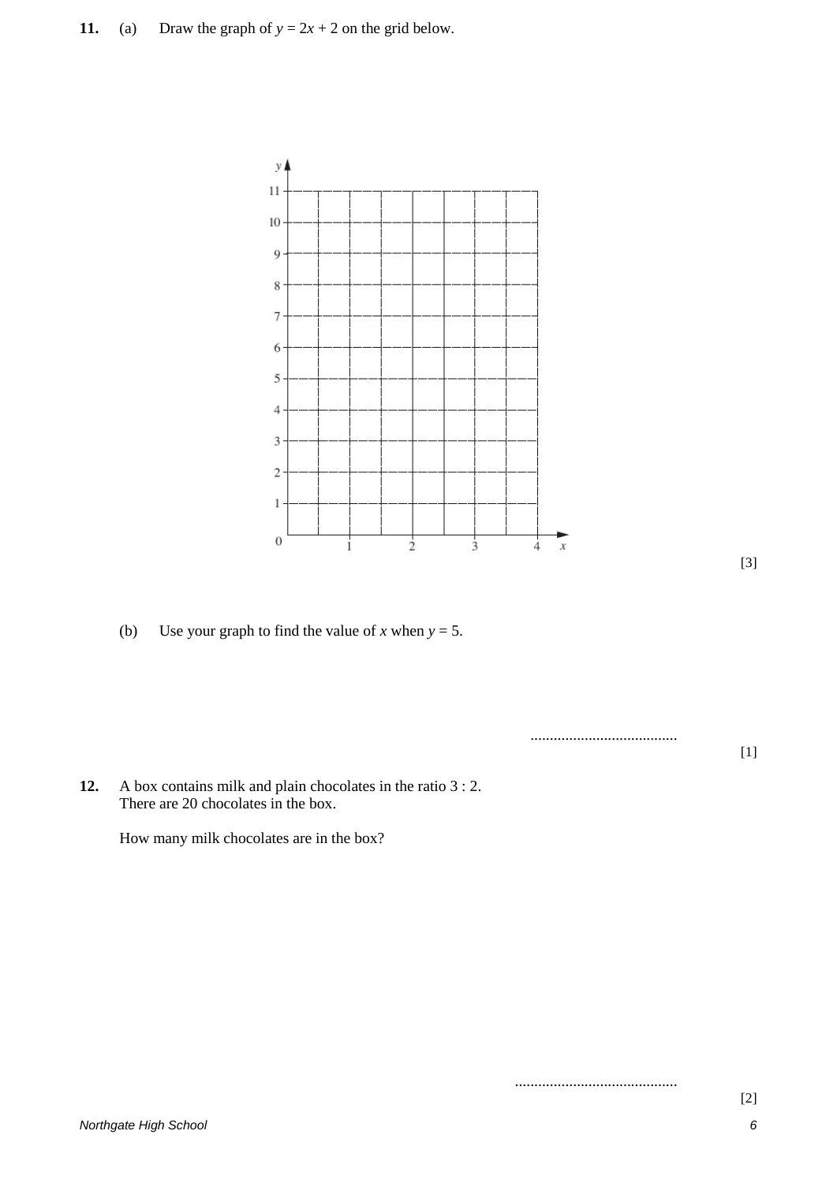**11.** (a) Draw the graph of $y = 2x + 2$ on the grid below.

[3]

(b) Use your graph to find the value of $x$ when $y = 5$.

......................................

[1]

**12.** A box contains milk and plain chocolates in the ratio 3 : 2.
There are 20 chocolates in the box.

How many milk chocolates are in the box?

..........................................

[2]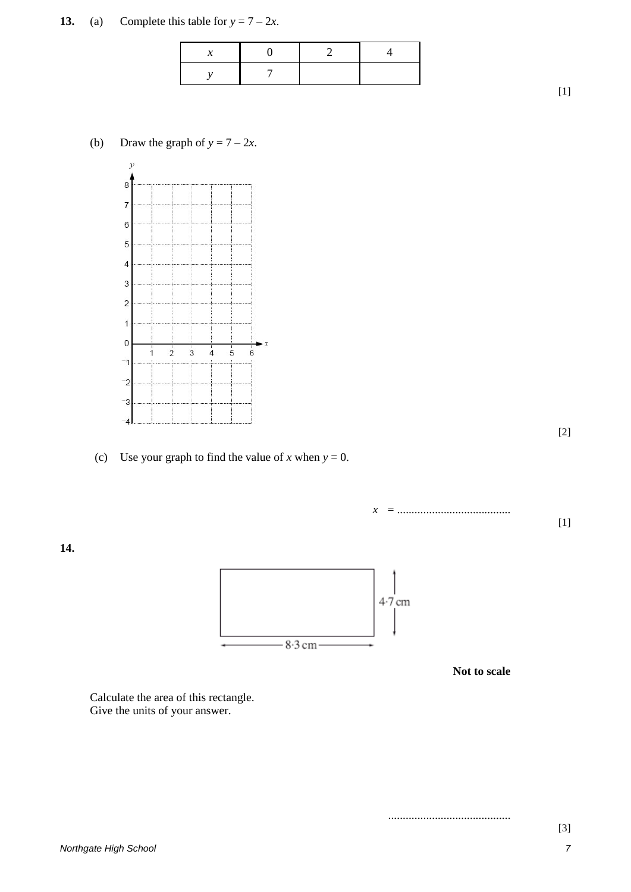**13.** (a) Complete this table for $y = 7 - 2x$.

| $x$ | 0 | 2 | 4 |
|---|---|---|---|
| $y$ | 7 | | |

[1]

(b) Draw the graph of $y = 7 - 2x$.

[2]

(c) Use your graph to find the value of $x$ when $y = 0$.

$x$ = .......................................

[1]

**14.**

4·7 cm

8·3 cm

**Not to scale**

Calculate the area of this rectangle.
Give the units of your answer.

..........................................

[3]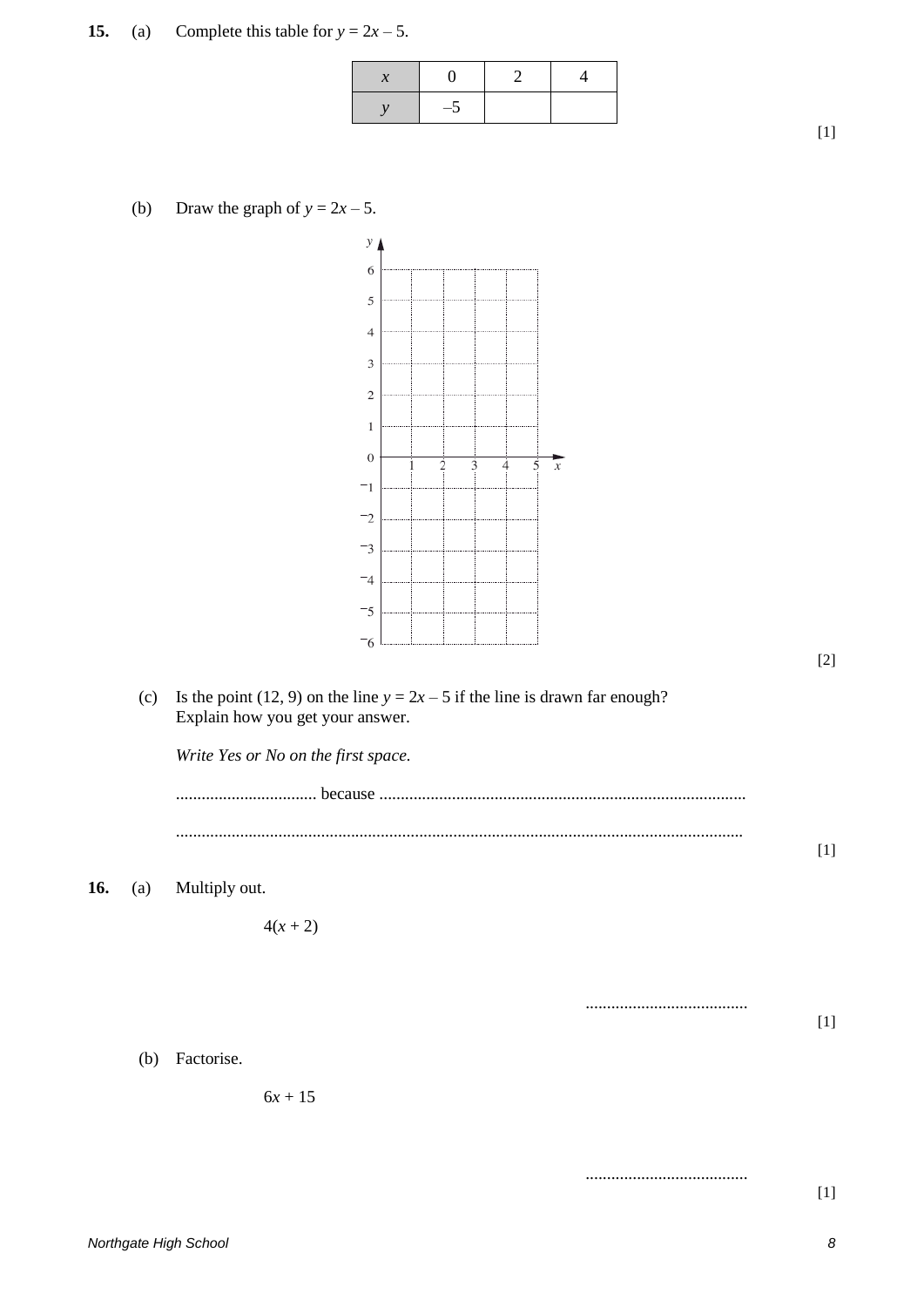**15.** (a) Complete this table for $y = 2x - 5$.

| $x$ | 0 | 2 | 4 |
|---|---|---|---|
| $y$ | $-5$ | | |

[1]

(b) Draw the graph of $y = 2x - 5$.

[2]

(c) Is the point (12, 9) on the line $y = 2x - 5$ if the line is drawn far enough?
Explain how you get your answer.

*Write Yes or No on the first space.*

................................ because ....................................................................................

...................................................................................................................................

[1]

**16.** (a) Multiply out.

$4(x + 2)$

......................................

[1]

(b) Factorise.

$6x + 15$

......................................

[1]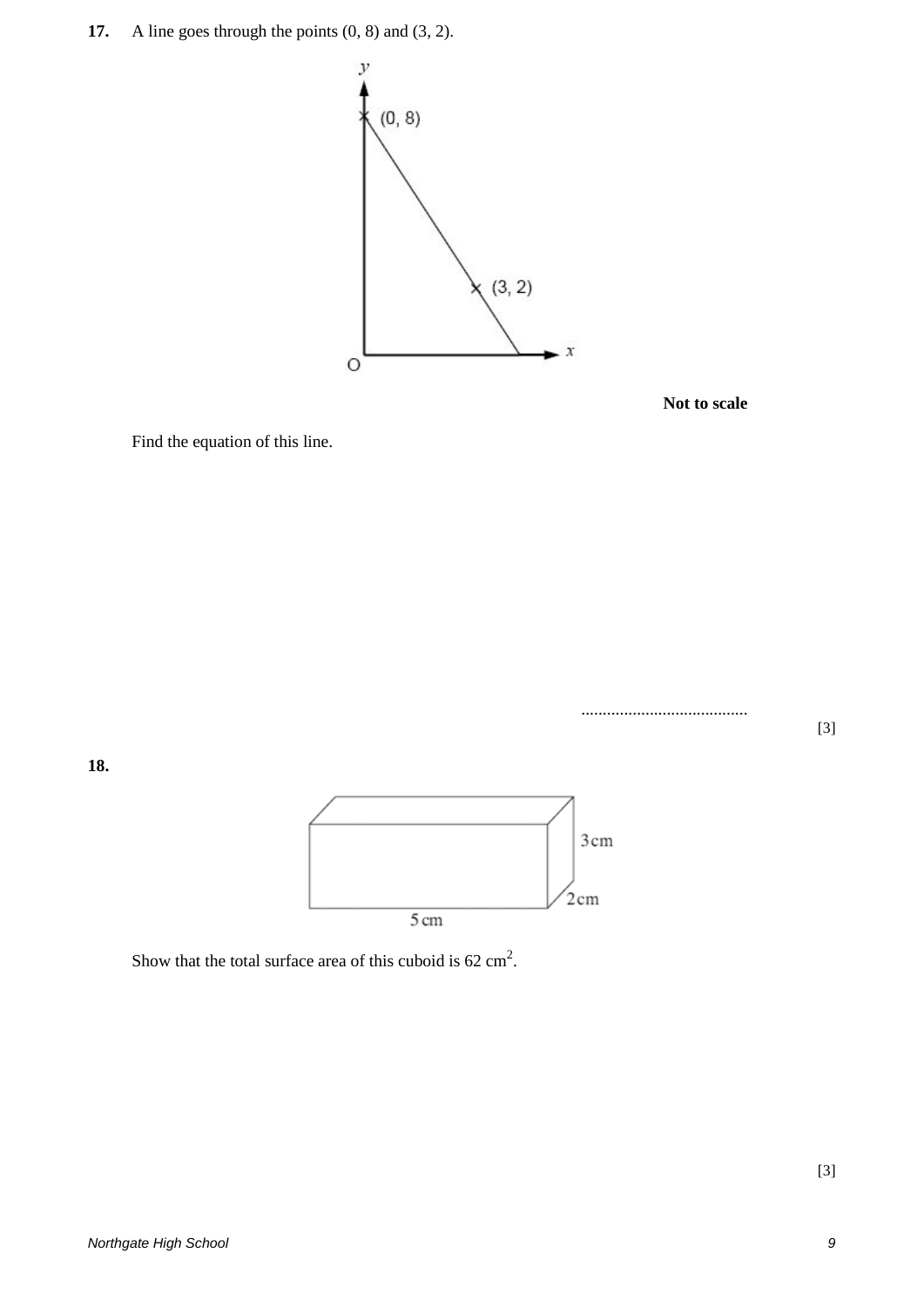**17.** A line goes through the points (0, 8) and (3, 2).

**Not to scale**

Find the equation of this line.

.......................................

[3]

**18.**

Show that the total surface area of this cuboid is 62 $cm^2$.

[3]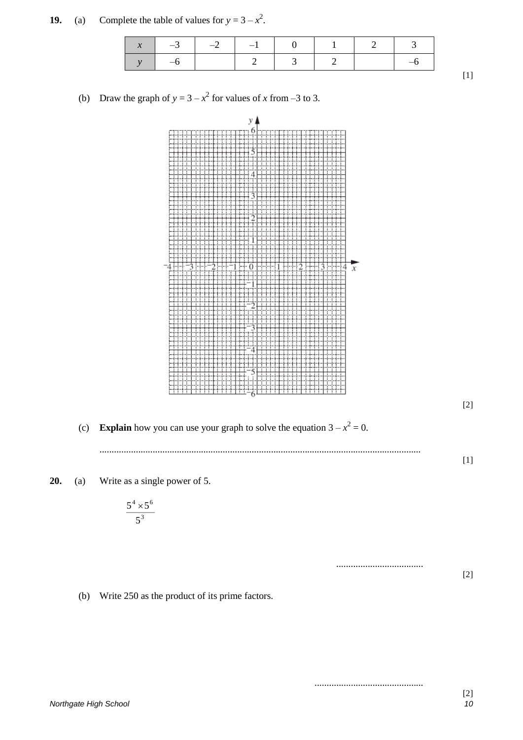**19.** (a) Complete the table of values for $y = 3 - x^2$.

| $x$ | $-3$ | $-2$ | $-1$ | $0$ | $1$ | $2$ | $3$ |
|---|---|---|---|---|---|---|---|
| $y$ | $-6$ | | $2$ | $3$ | $2$ | | $-6$ |

[1]

(b) Draw the graph of $y = 3 - x^2$ for values of $x$ from $-3$ to 3.

[2]

(c) **Explain** how you can use your graph to solve the equation $3 - x^2 = 0$.

..................................................................................................................................

[1]

**20.** (a) Write as a single power of 5.

$$\frac{5^4 \times 5^6}{5^3}$$

....................................

[2]

(b) Write 250 as the product of its prime factors.

.............................................

[2]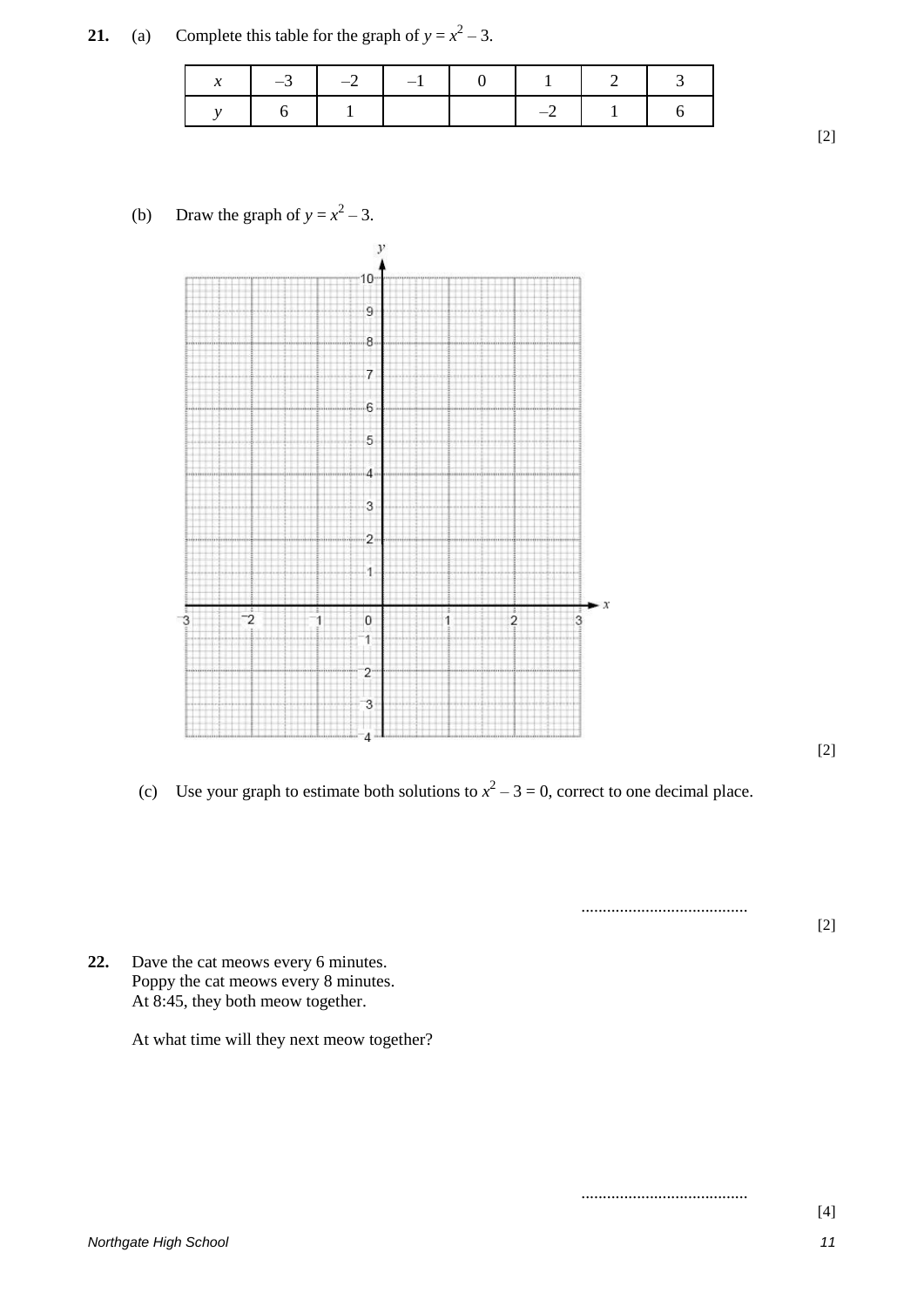**21.** (a) Complete this table for the graph of $y = x^2 - 3$.

| $x$ | $-3$ | $-2$ | $-1$ | $0$ | $1$ | $2$ | $3$ |
|---|---|---|---|---|---|---|---|
| $y$ | $6$ | $1$ | | | $-2$ | $1$ | $6$ |

[2]

(b) Draw the graph of $y = x^2 - 3$.

[2]

(c) Use your graph to estimate both solutions to $x^2 - 3 = 0$, correct to one decimal place.

.......................................

[2]

**22.** Dave the cat meows every 6 minutes.
Poppy the cat meows every 8 minutes.
At 8:45, they both meow together.

At what time will they next meow together?

.......................................

[4]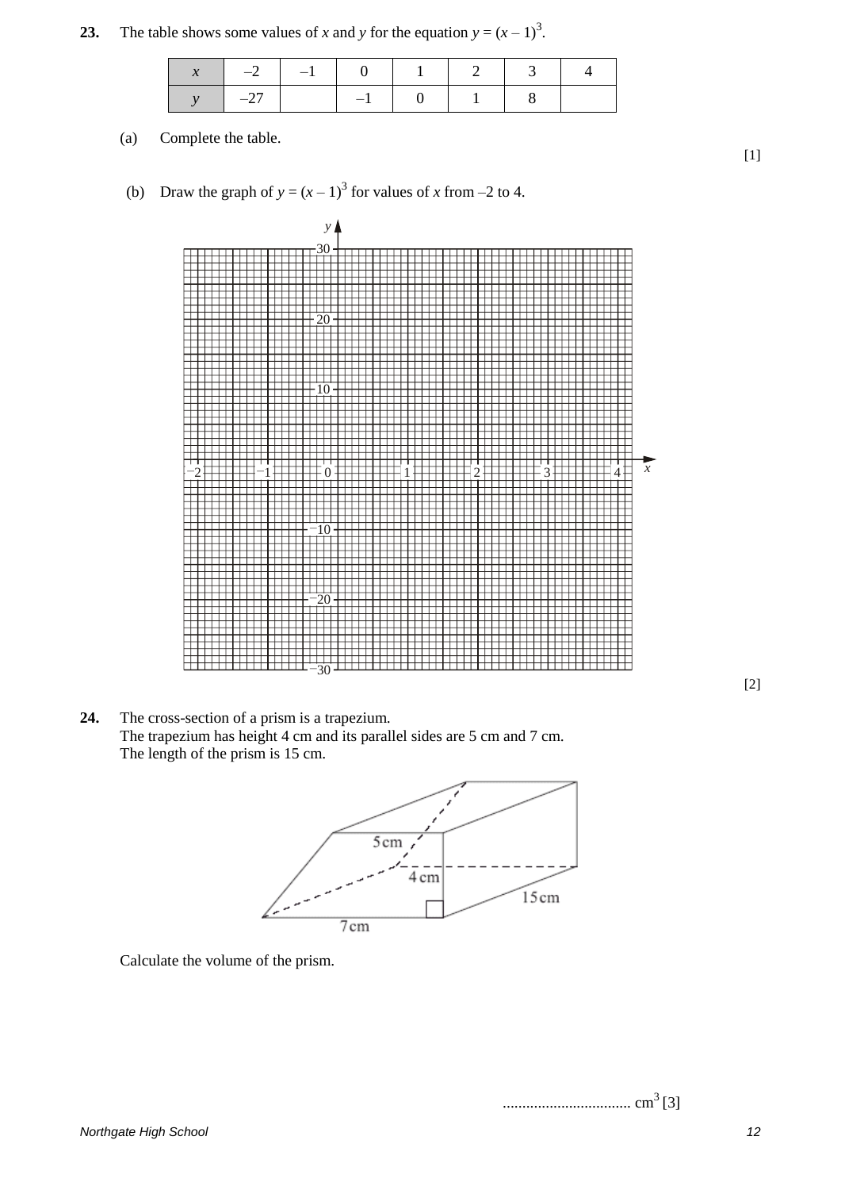**23.** The table shows some values of $x$ and $y$ for the equation $y = (x - 1)^3$.

| $x$ | $-2$ | $-1$ | $0$ | $1$ | $2$ | $3$ | $4$ |
|---|---|---|---|---|---|---|---|
| $y$ | $-27$ | | $-1$ | $0$ | $1$ | $8$ | |

(a) Complete the table.

[1]

(b) Draw the graph of $y = (x - 1)^3$ for values of $x$ from $-2$ to $4$.

[2]

**24.** The cross-section of a prism is a trapezium.
The trapezium has height 4 cm and its parallel sides are 5 cm and 7 cm.
The length of the prism is 15 cm.

5 cm

4 cm

15 cm

7 cm

Calculate the volume of the prism.

................................ cm$^3$ [3]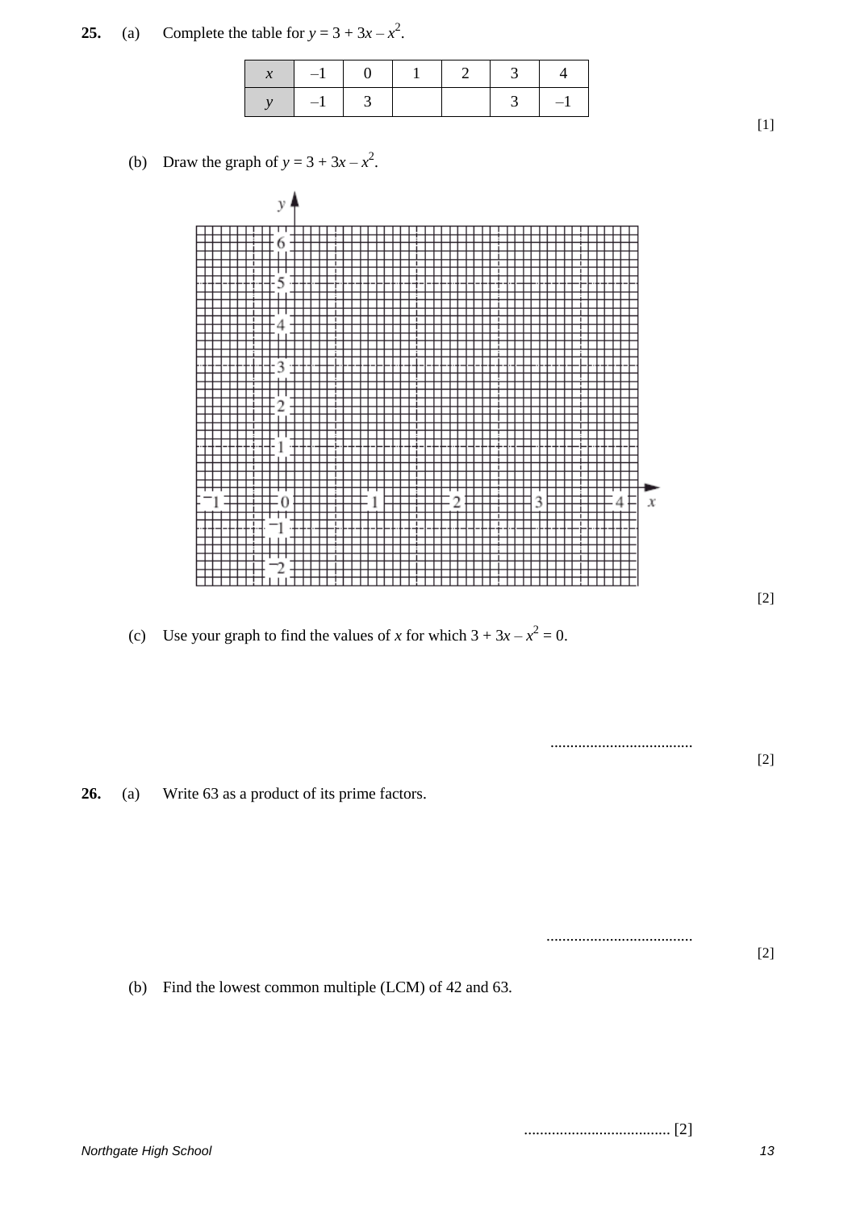**25.** (a) Complete the table for $y = 3 + 3x - x^2$.

| $x$ | $-1$ | 0 | 1 | 2 | 3 | 4 |
|---|---|---|---|---|---|---|
| $y$ | $-1$ | 3 | | | 3 | $-1$ |

[1]

(b) Draw the graph of $y = 3 + 3x - x^2$.

[2]

(c) Use your graph to find the values of $x$ for which $3 + 3x - x^2 = 0$.

.................................... [2]

**26.** (a) Write 63 as a product of its prime factors.

.................................... [2]

(b) Find the lowest common multiple (LCM) of 42 and 63.

.................................... [2]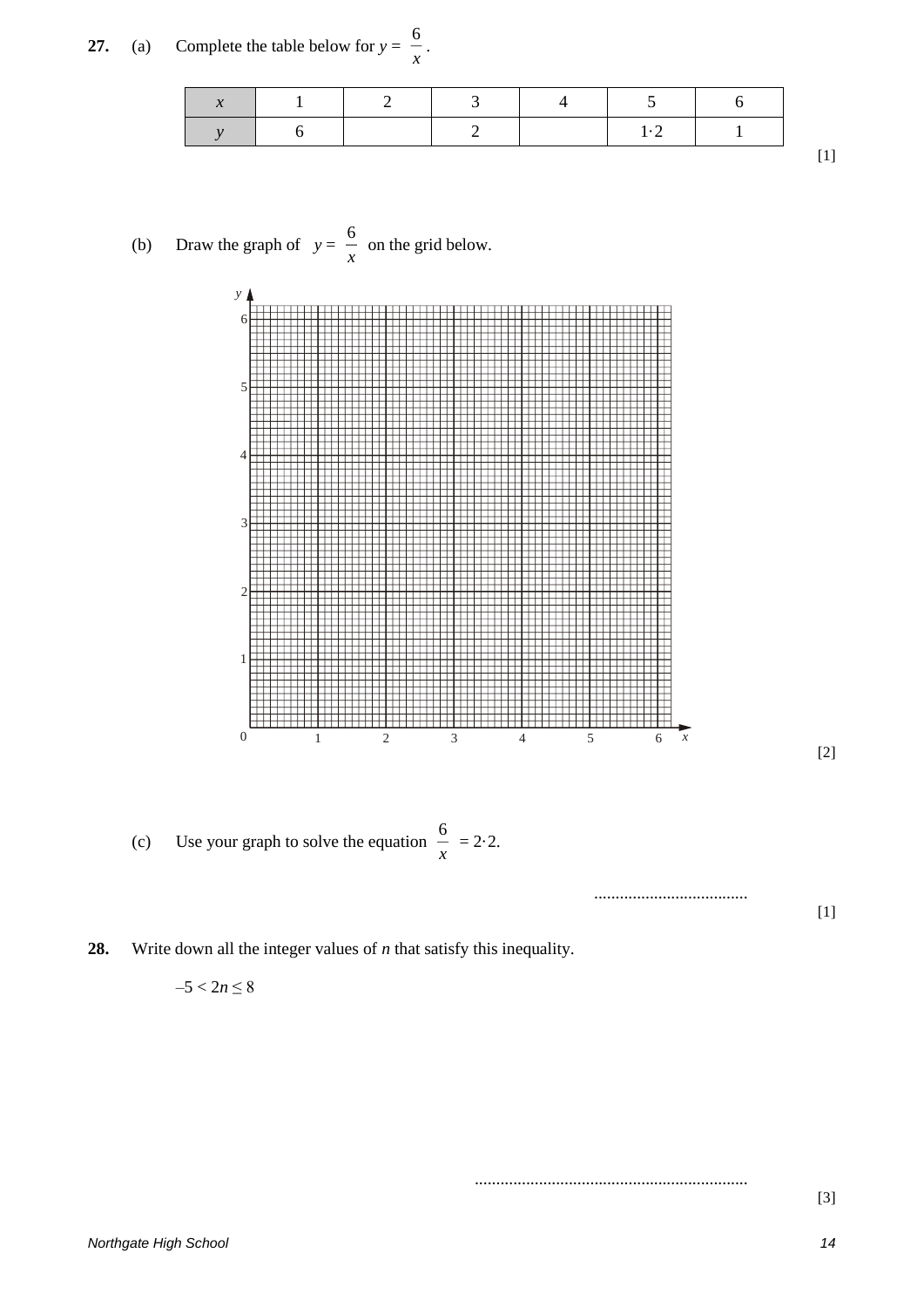**27.** (a) Complete the table below for $y = \frac{6}{x}$.

| $x$ | 1 | 2 | 3 | 4 | 5 | 6 |
|---|---|---|---|---|---|---|
| $y$ | 6 | | 2 | | 1·2 | 1 |

[1]

(b) Draw the graph of $y = \frac{6}{x}$ on the grid below.

[2]

(c) Use your graph to solve the equation $\frac{6}{x} = 2{\cdot}2$.

....................................

[1]

**28.** Write down all the integer values of $n$ that satisfy this inequality.

$-5 < 2n \leq 8$

...............................................................

[3]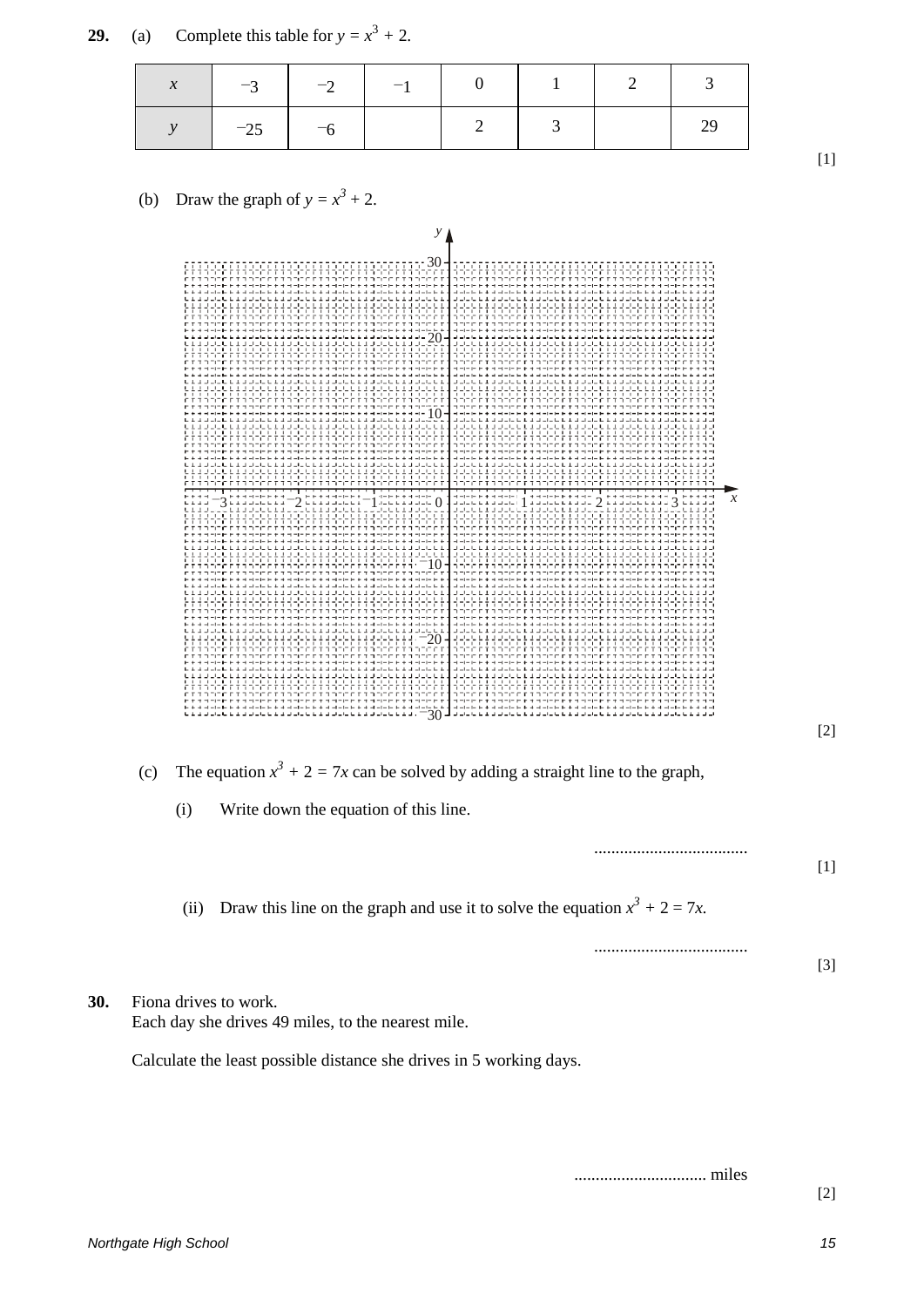**29.** (a) Complete this table for $y = x^3 + 2$.

| $x$ | $-3$ | $-2$ | $-1$ | 0 | 1 | 2 | 3 |
|---|---|---|---|---|---|---|---|
| $y$ | $-25$ | $-6$ | | 2 | 3 | | 29 |

[1]

(b) Draw the graph of $y = x^3 + 2$.

[2]

(c) The equation $x^3 + 2 = 7x$ can be solved by adding a straight line to the graph,

(i) Write down the equation of this line.

....................................

[1]

(ii) Draw this line on the graph and use it to solve the equation $x^3 + 2 = 7x$.

....................................

[3]

**30.** Fiona drives to work.
Each day she drives 49 miles, to the nearest mile.

Calculate the least possible distance she drives in 5 working days.

............................... miles

[2]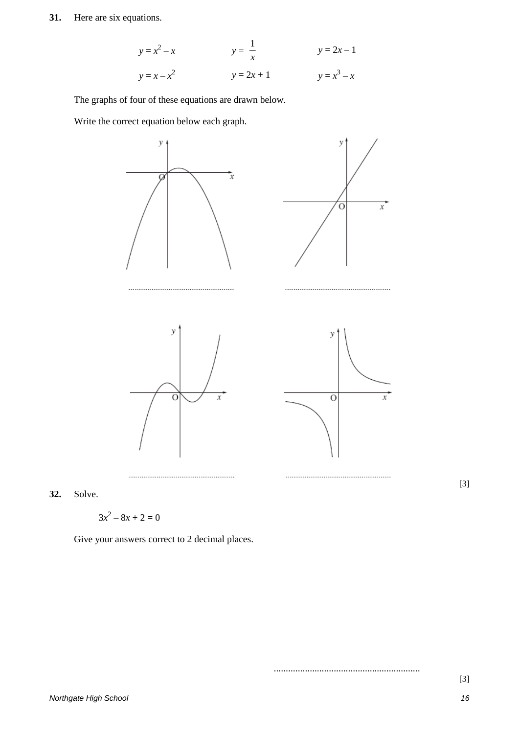**31.** Here are six equations.

$y = x^2 - x$ $\qquad y = \dfrac{1}{x}$ $\qquad y = 2x - 1$

$y = x - x^2$ $\qquad y = 2x + 1$ $\qquad y = x^3 - x$

The graphs of four of these equations are drawn below.

Write the correct equation below each graph.

y
O
x

y
O
x

.................................................... ....................................................

y
O
x

y
O
x

.................................................... ....................................................

[3]

**32.** Solve.

$3x^2 - 8x + 2 = 0$

Give your answers correct to 2 decimal places.

..............................................................

[3]

*Northgate High School*